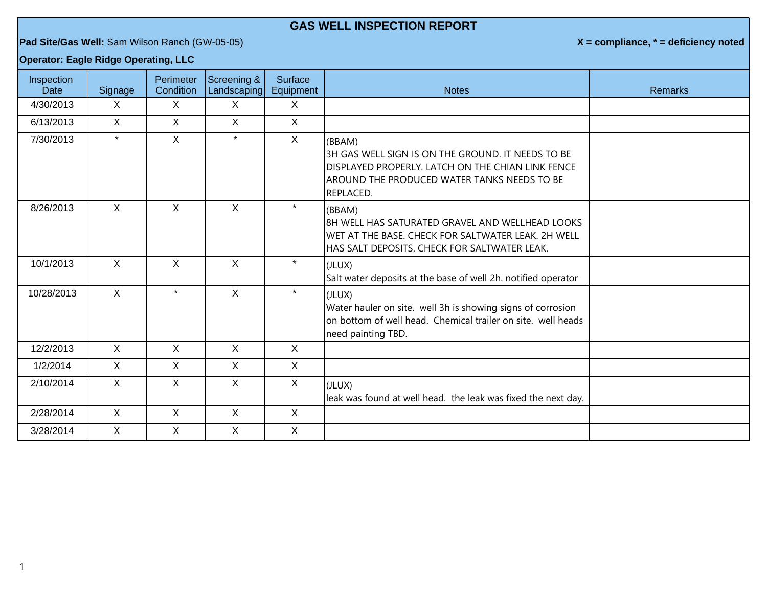# GAS WELL INSPECTION REPORT

**Pad Site/Gas Well:** Sam Wilson Ranch (GW-05-05)

**X = compliance, * = deficiency noted**

**Operator: Eagle Ridge Operating, LLC**

| Inspection Date | Signage | Perimeter Condition | Screening & Landscaping | Surface Equipment | Notes | Remarks |
|---|---|---|---|---|---|---|
| 4/30/2013 | X | X | X | X | | |
| 6/13/2013 | X | X | X | X | | |
| 7/30/2013 | * | X | * | X | (BBAM) 3H GAS WELL SIGN IS ON THE GROUND. IT NEEDS TO BE DISPLAYED PROPERLY. LATCH ON THE CHIAN LINK FENCE AROUND THE PRODUCED WATER TANKS NEEDS TO BE REPLACED. | |
| 8/26/2013 | X | X | X | * | (BBAM) 8H WELL HAS SATURATED GRAVEL AND WELLHEAD LOOKS WET AT THE BASE. CHECK FOR SALTWATER LEAK. 2H WELL HAS SALT DEPOSITS. CHECK FOR SALTWATER LEAK. | |
| 10/1/2013 | X | X | X | * | (JLUX) Salt water deposits at the base of well 2h. notified operator | |
| 10/28/2013 | X | * | X | * | (JLUX) Water hauler on site. well 3h is showing signs of corrosion on bottom of well head. Chemical trailer on site. well heads need painting TBD. | |
| 12/2/2013 | X | X | X | X | | |
| 1/2/2014 | X | X | X | X | | |
| 2/10/2014 | X | X | X | X | (JLUX) leak was found at well head. the leak was fixed the next day. | |
| 2/28/2014 | X | X | X | X | | |
| 3/28/2014 | X | X | X | X | | |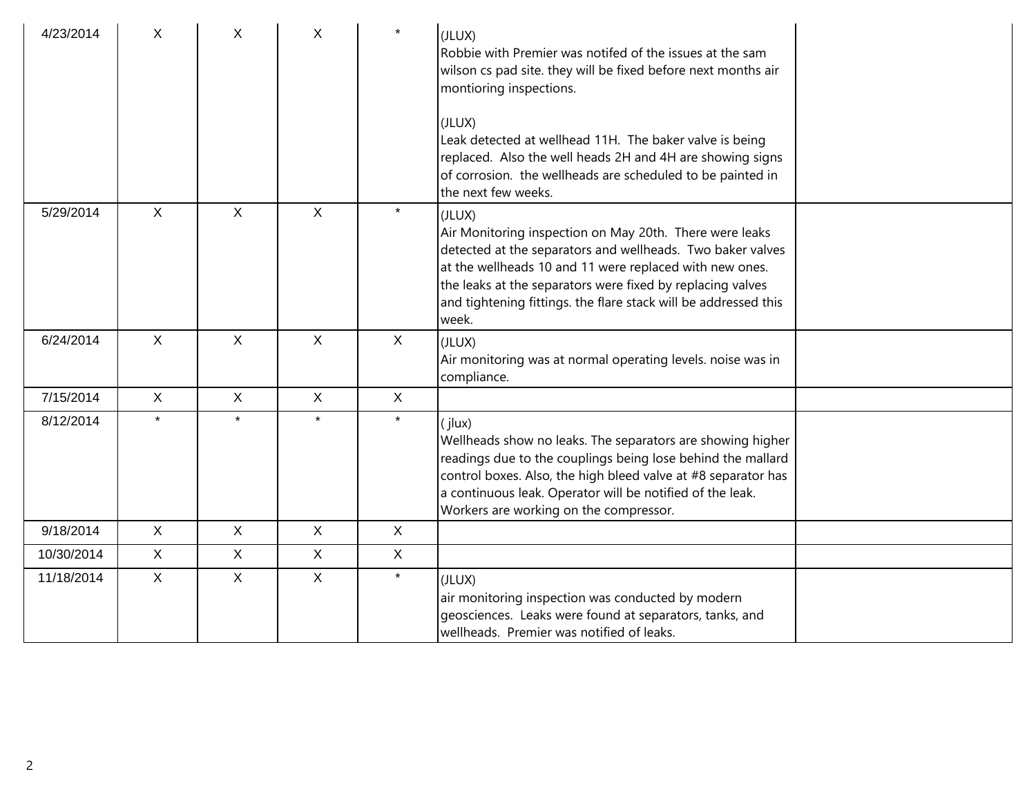| | | | | | | |
|---|---|---|---|---|---|---|
| 4/23/2014 | X | X | X | * | (JLUX)<br>Robbie with Premier was notifed of the issues at the sam wilson cs pad site. they will be fixed before next months air montioring inspections.<br><br>(JLUX)<br>Leak detected at wellhead 11H. The baker valve is being replaced. Also the well heads 2H and 4H are showing signs of corrosion. the wellheads are scheduled to be painted in the next few weeks. | |
| 5/29/2014 | X | X | X | * | (JLUX)<br>Air Monitoring inspection on May 20th. There were leaks detected at the separators and wellheads. Two baker valves at the wellheads 10 and 11 were replaced with new ones. the leaks at the separators were fixed by replacing valves and tightening fittings. the flare stack will be addressed this week. | |
| 6/24/2014 | X | X | X | X | (JLUX)<br>Air monitoring was at normal operating levels. noise was in compliance. | |
| 7/15/2014 | X | X | X | X | | |
| 8/12/2014 | * | * | * | * | ( jlux)<br>Wellheads show no leaks. The separators are showing higher readings due to the couplings being lose behind the mallard control boxes. Also, the high bleed valve at #8 separator has a continuous leak. Operator will be notified of the leak. Workers are working on the compressor. | |
| 9/18/2014 | X | X | X | X | | |
| 10/30/2014 | X | X | X | X | | |
| 11/18/2014 | X | X | X | * | (JLUX)<br>air monitoring inspection was conducted by modern geosciences. Leaks were found at separators, tanks, and wellheads. Premier was notified of leaks. | |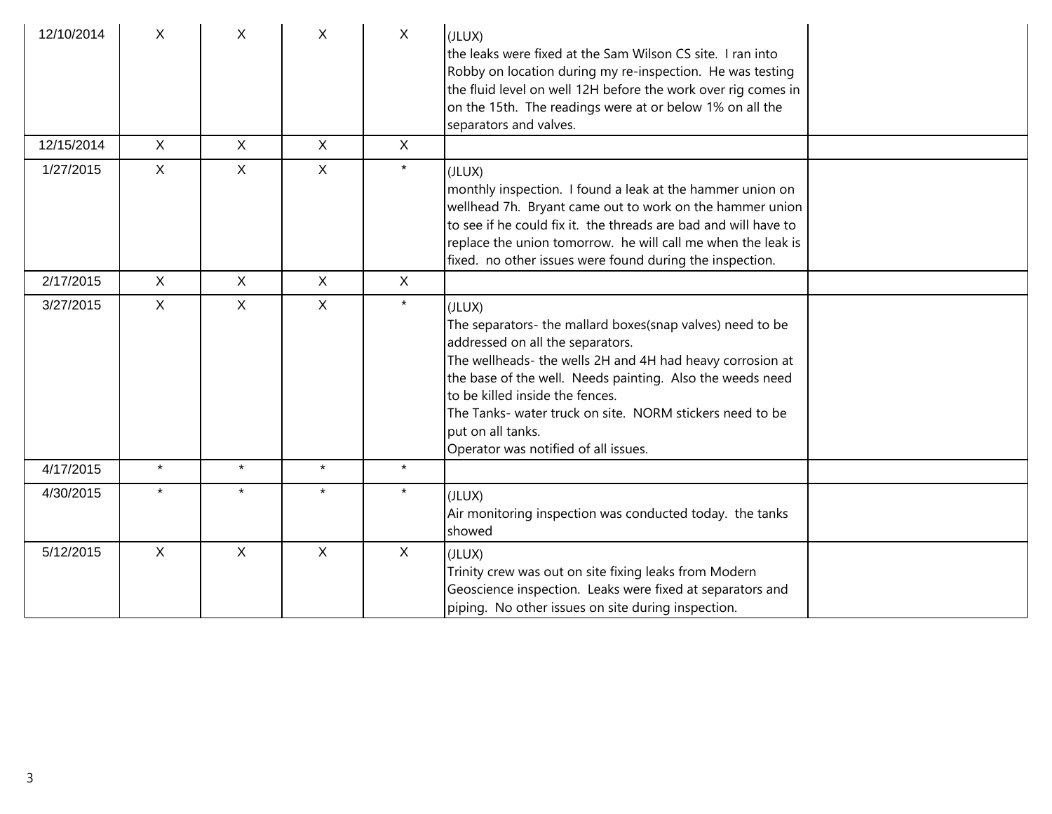|  |  |  |  |  |  |  |
|---|---|---|---|---|---|---|
| 12/10/2014 | X | X | X | X | (JLUX)<br>the leaks were fixed at the Sam Wilson CS site. I ran into Robby on location during my re-inspection. He was testing the fluid level on well 12H before the work over rig comes in on the 15th. The readings were at or below 1% on all the separators and valves. |  |
| 12/15/2014 | X | X | X | X |  |  |
| 1/27/2015 | X | X | X | * | (JLUX)<br>monthly inspection. I found a leak at the hammer union on wellhead 7h. Bryant came out to work on the hammer union to see if he could fix it. the threads are bad and will have to replace the union tomorrow. he will call me when the leak is fixed. no other issues were found during the inspection. |  |
| 2/17/2015 | X | X | X | X |  |  |
| 3/27/2015 | X | X | X | * | (JLUX)<br>The separators- the mallard boxes(snap valves) need to be addressed on all the separators.<br>The wellheads- the wells 2H and 4H had heavy corrosion at the base of the well. Needs painting. Also the weeds need to be killed inside the fences.<br>The Tanks- water truck on site. NORM stickers need to be put on all tanks.<br>Operator was notified of all issues. |  |
| 4/17/2015 | * | * | * | * |  |  |
| 4/30/2015 | * | * | * | * | (JLUX)<br>Air monitoring inspection was conducted today. the tanks showed |  |
| 5/12/2015 | X | X | X | X | (JLUX)<br>Trinity crew was out on site fixing leaks from Modern Geoscience inspection. Leaks were fixed at separators and piping. No other issues on site during inspection. |  |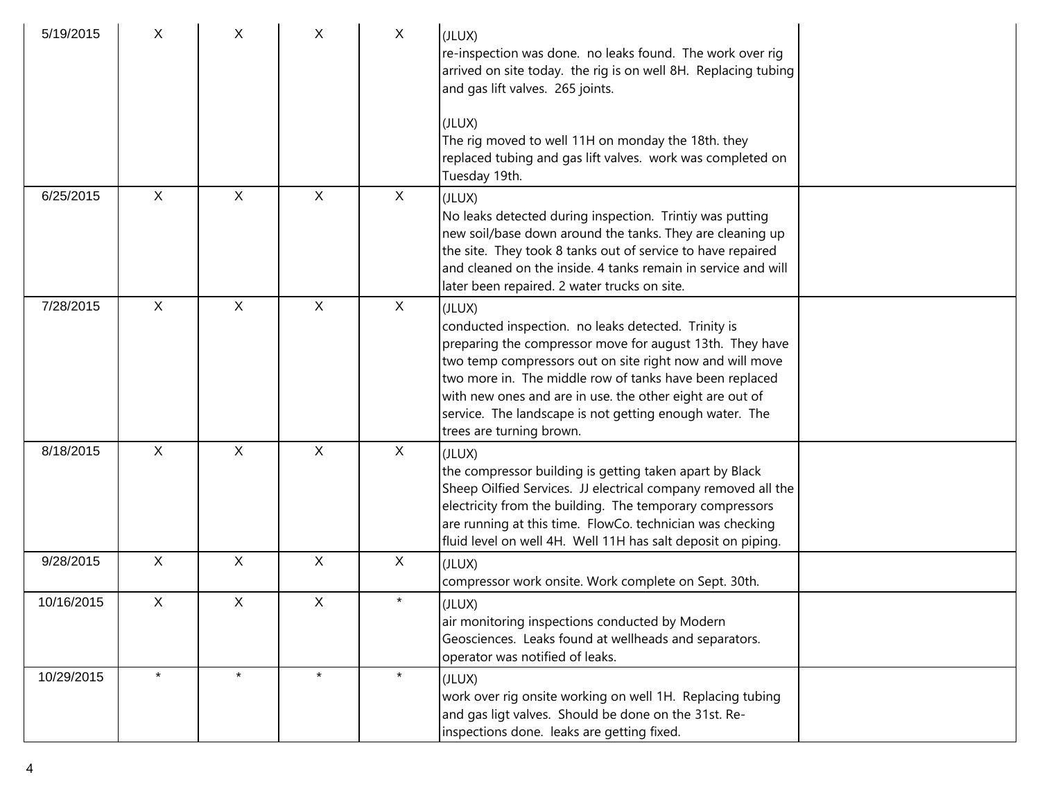| | | | | | | |
|---|---|---|---|---|---|---|
| 5/19/2015 | X | X | X | X | (JLUX)<br>re-inspection was done. no leaks found. The work over rig arrived on site today. the rig is on well 8H. Replacing tubing and gas lift valves. 265 joints.<br><br>(JLUX)<br>The rig moved to well 11H on monday the 18th. they replaced tubing and gas lift valves. work was completed on Tuesday 19th. | |
| 6/25/2015 | X | X | X | X | (JLUX)<br>No leaks detected during inspection. Trintiy was putting new soil/base down around the tanks. They are cleaning up the site. They took 8 tanks out of service to have repaired and cleaned on the inside. 4 tanks remain in service and will later been repaired. 2 water trucks on site. | |
| 7/28/2015 | X | X | X | X | (JLUX)<br>conducted inspection. no leaks detected. Trinity is preparing the compressor move for august 13th. They have two temp compressors out on site right now and will move two more in. The middle row of tanks have been replaced with new ones and are in use. the other eight are out of service. The landscape is not getting enough water. The trees are turning brown. | |
| 8/18/2015 | X | X | X | X | (JLUX)<br>the compressor building is getting taken apart by Black Sheep Oilfied Services. JJ electrical company removed all the electricity from the building. The temporary compressors are running at this time. FlowCo. technician was checking fluid level on well 4H. Well 11H has salt deposit on piping. | |
| 9/28/2015 | X | X | X | X | (JLUX)<br>compressor work onsite. Work complete on Sept. 30th. | |
| 10/16/2015 | X | X | X | * | (JLUX)<br>air monitoring inspections conducted by Modern Geosciences. Leaks found at wellheads and separators. operator was notified of leaks. | |
| 10/29/2015 | * | * | * | * | (JLUX)<br>work over rig onsite working on well 1H. Replacing tubing and gas ligt valves. Should be done on the 31st. Re-inspections done. leaks are getting fixed. | |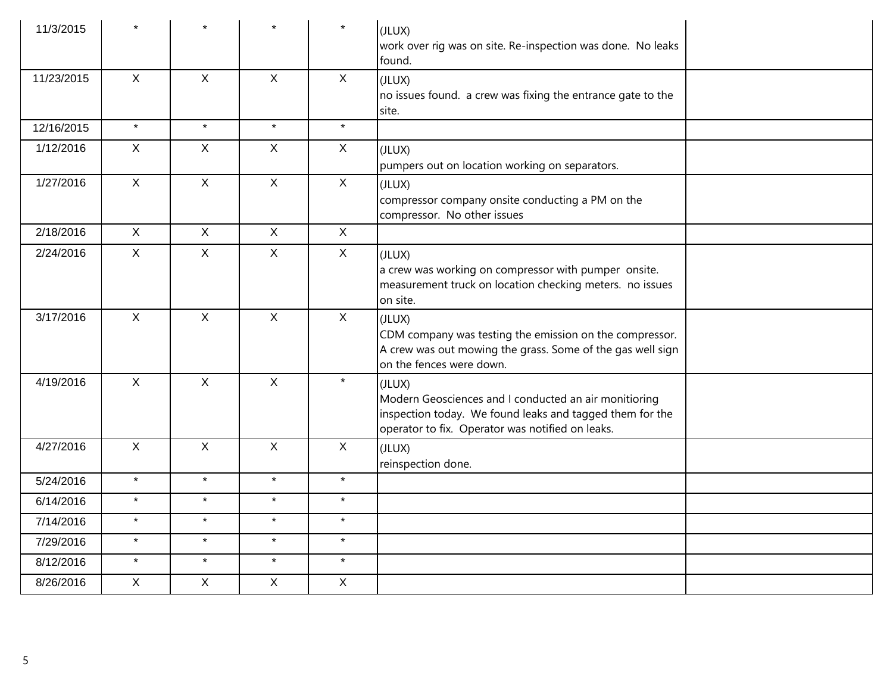| | | | | | | |
|---|---|---|---|---|---|---|
| 11/3/2015 | * | * | * | * | (JLUX) work over rig was on site. Re-inspection was done. No leaks found. | |
| 11/23/2015 | X | X | X | X | (JLUX) no issues found. a crew was fixing the entrance gate to the site. | |
| 12/16/2015 | * | * | * | * | | |
| 1/12/2016 | X | X | X | X | (JLUX) pumpers out on location working on separators. | |
| 1/27/2016 | X | X | X | X | (JLUX) compressor company onsite conducting a PM on the compressor. No other issues | |
| 2/18/2016 | X | X | X | X | | |
| 2/24/2016 | X | X | X | X | (JLUX) a crew was working on compressor with pumper onsite. measurement truck on location checking meters. no issues on site. | |
| 3/17/2016 | X | X | X | X | (JLUX) CDM company was testing the emission on the compressor. A crew was out mowing the grass. Some of the gas well sign on the fences were down. | |
| 4/19/2016 | X | X | X | * | (JLUX) Modern Geosciences and I conducted an air monitioring inspection today. We found leaks and tagged them for the operator to fix. Operator was notified on leaks. | |
| 4/27/2016 | X | X | X | X | (JLUX) reinspection done. | |
| 5/24/2016 | * | * | * | * | | |
| 6/14/2016 | * | * | * | * | | |
| 7/14/2016 | * | * | * | * | | |
| 7/29/2016 | * | * | * | * | | |
| 8/12/2016 | * | * | * | * | | |
| 8/26/2016 | X | X | X | X | | |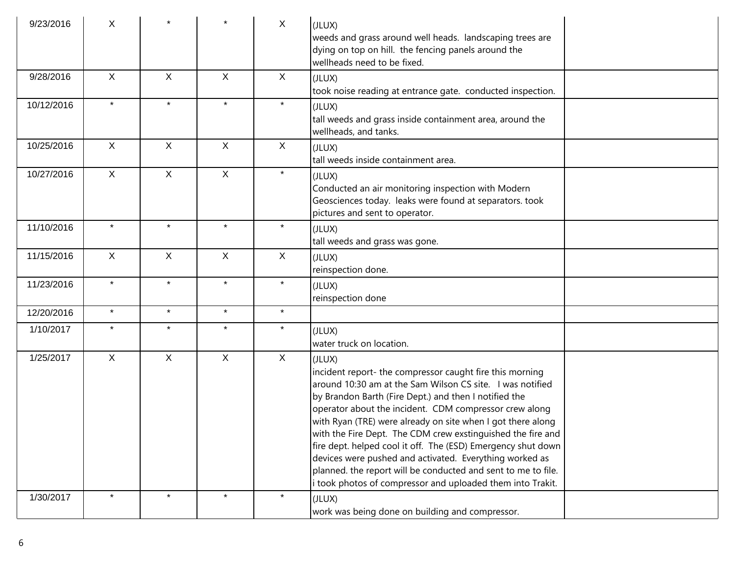| | | | | | | |
|---|---|---|---|---|---|---|
| 9/23/2016 | X | * | * | X | (JLUX)<br>weeds and grass around well heads. landscaping trees are dying on top on hill. the fencing panels around the wellheads need to be fixed. | |
| 9/28/2016 | X | X | X | X | (JLUX)<br>took noise reading at entrance gate. conducted inspection. | |
| 10/12/2016 | * | * | * | * | (JLUX)<br>tall weeds and grass inside containment area, around the wellheads, and tanks. | |
| 10/25/2016 | X | X | X | X | (JLUX)<br>tall weeds inside containment area. | |
| 10/27/2016 | X | X | X | * | (JLUX)<br>Conducted an air monitoring inspection with Modern Geosciences today. leaks were found at separators. took pictures and sent to operator. | |
| 11/10/2016 | * | * | * | * | (JLUX)<br>tall weeds and grass was gone. | |
| 11/15/2016 | X | X | X | X | (JLUX)<br>reinspection done. | |
| 11/23/2016 | * | * | * | * | (JLUX)<br>reinspection done | |
| 12/20/2016 | * | * | * | * | | |
| 1/10/2017 | * | * | * | * | (JLUX)<br>water truck on location. | |
| 1/25/2017 | X | X | X | X | (JLUX)<br>incident report- the compressor caught fire this morning around 10:30 am at the Sam Wilson CS site. I was notified by Brandon Barth (Fire Dept.) and then I notified the operator about the incident. CDM compressor crew along with Ryan (TRE) were already on site when I got there along with the Fire Dept. The CDM crew exstinguished the fire and fire dept. helped cool it off. The (ESD) Emergency shut down devices were pushed and activated. Everything worked as planned. the report will be conducted and sent to me to file. i took photos of compressor and uploaded them into Trakit. | |
| 1/30/2017 | * | * | * | * | (JLUX)<br>work was being done on building and compressor. | |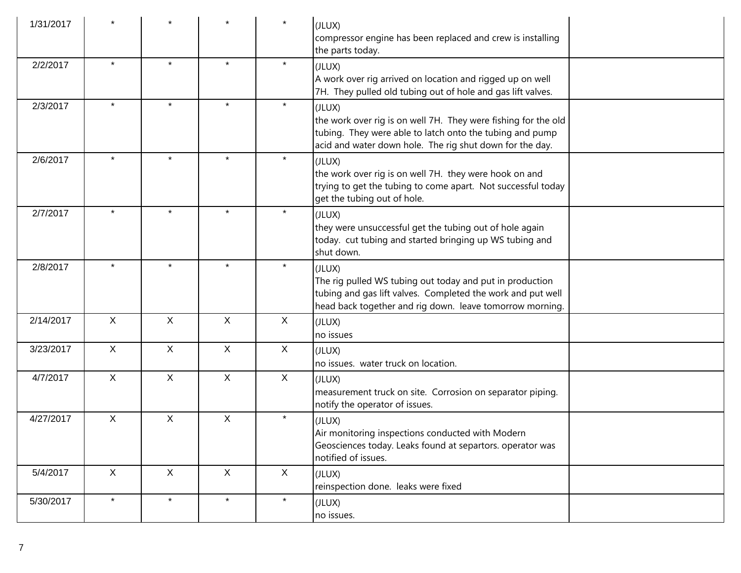| | | | | | | |
|---|---|---|---|---|---|---|
| 1/31/2017 | * | * | * | * | (JLUX)<br>compressor engine has been replaced and crew is installing the parts today. | |
| 2/2/2017 | * | * | * | * | (JLUX)<br>A work over rig arrived on location and rigged up on well 7H. They pulled old tubing out of hole and gas lift valves. | |
| 2/3/2017 | * | * | * | * | (JLUX)<br>the work over rig is on well 7H. They were fishing for the old tubing. They were able to latch onto the tubing and pump acid and water down hole. The rig shut down for the day. | |
| 2/6/2017 | * | * | * | * | (JLUX)<br>the work over rig is on well 7H. they were hook on and trying to get the tubing to come apart. Not successful today get the tubing out of hole. | |
| 2/7/2017 | * | * | * | * | (JLUX)<br>they were unsuccessful get the tubing out of hole again today. cut tubing and started bringing up WS tubing and shut down. | |
| 2/8/2017 | * | * | * | * | (JLUX)<br>The rig pulled WS tubing out today and put in production tubing and gas lift valves. Completed the work and put well head back together and rig down. leave tomorrow morning. | |
| 2/14/2017 | X | X | X | X | (JLUX)<br>no issues | |
| 3/23/2017 | X | X | X | X | (JLUX)<br>no issues. water truck on location. | |
| 4/7/2017 | X | X | X | X | (JLUX)<br>measurement truck on site. Corrosion on separator piping. notify the operator of issues. | |
| 4/27/2017 | X | X | X | * | (JLUX)<br>Air monitoring inspections conducted with Modern Geosciences today. Leaks found at separtors. operator was notified of issues. | |
| 5/4/2017 | X | X | X | X | (JLUX)<br>reinspection done. leaks were fixed | |
| 5/30/2017 | * | * | * | * | (JLUX)<br>no issues. | |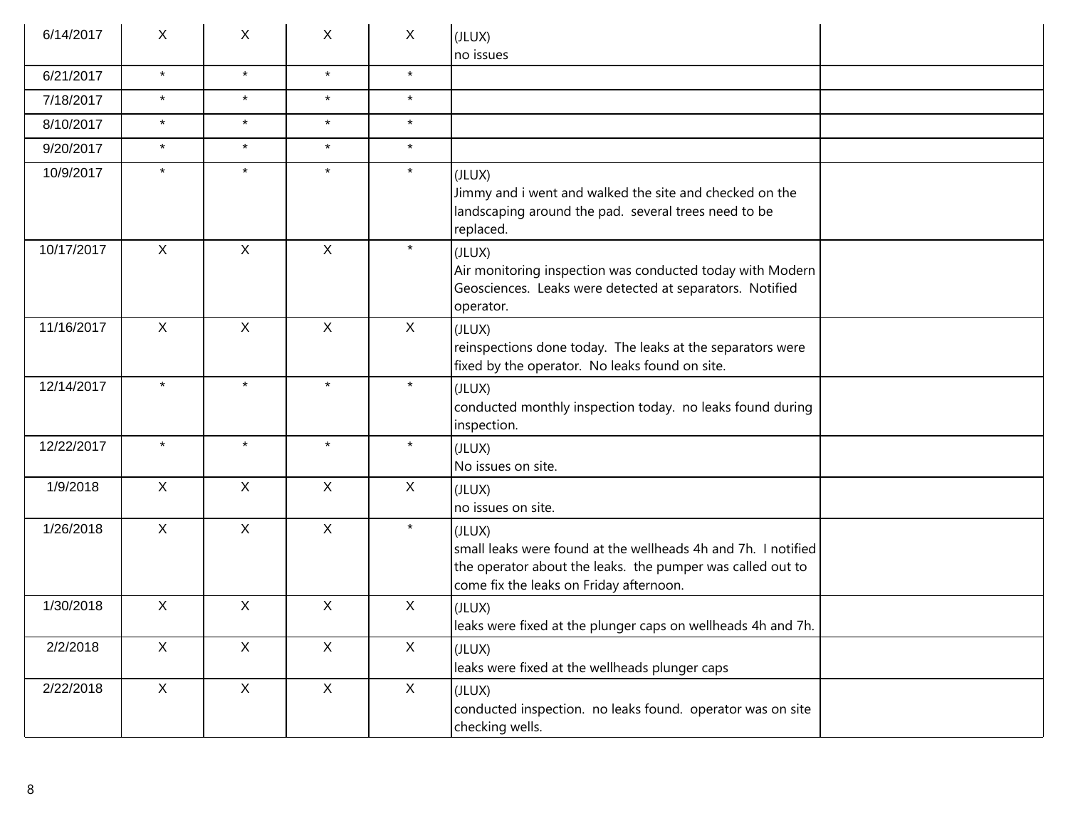|  |  |  |  |  |  |  |
|---|---|---|---|---|---|---|
| 6/14/2017 | X | X | X | X | (JLUX)<br>no issues |  |
| 6/21/2017 | * | * | * | * |  |  |
| 7/18/2017 | * | * | * | * |  |  |
| 8/10/2017 | * | * | * | * |  |  |
| 9/20/2017 | * | * | * | * |  |  |
| 10/9/2017 | * | * | * | * | (JLUX)<br>Jimmy and i went and walked the site and checked on the landscaping around the pad. several trees need to be replaced. |  |
| 10/17/2017 | X | X | X | * | (JLUX)<br>Air monitoring inspection was conducted today with Modern Geosciences. Leaks were detected at separators. Notified operator. |  |
| 11/16/2017 | X | X | X | X | (JLUX)<br>reinspections done today. The leaks at the separators were fixed by the operator. No leaks found on site. |  |
| 12/14/2017 | * | * | * | * | (JLUX)<br>conducted monthly inspection today. no leaks found during inspection. |  |
| 12/22/2017 | * | * | * | * | (JLUX)<br>No issues on site. |  |
| 1/9/2018 | X | X | X | X | (JLUX)<br>no issues on site. |  |
| 1/26/2018 | X | X | X | * | (JLUX)<br>small leaks were found at the wellheads 4h and 7h. I notified the operator about the leaks. the pumper was called out to come fix the leaks on Friday afternoon. |  |
| 1/30/2018 | X | X | X | X | (JLUX)<br>leaks were fixed at the plunger caps on wellheads 4h and 7h. |  |
| 2/2/2018 | X | X | X | X | (JLUX)<br>leaks were fixed at the wellheads plunger caps |  |
| 2/22/2018 | X | X | X | X | (JLUX)<br>conducted inspection. no leaks found. operator was on site checking wells. |  |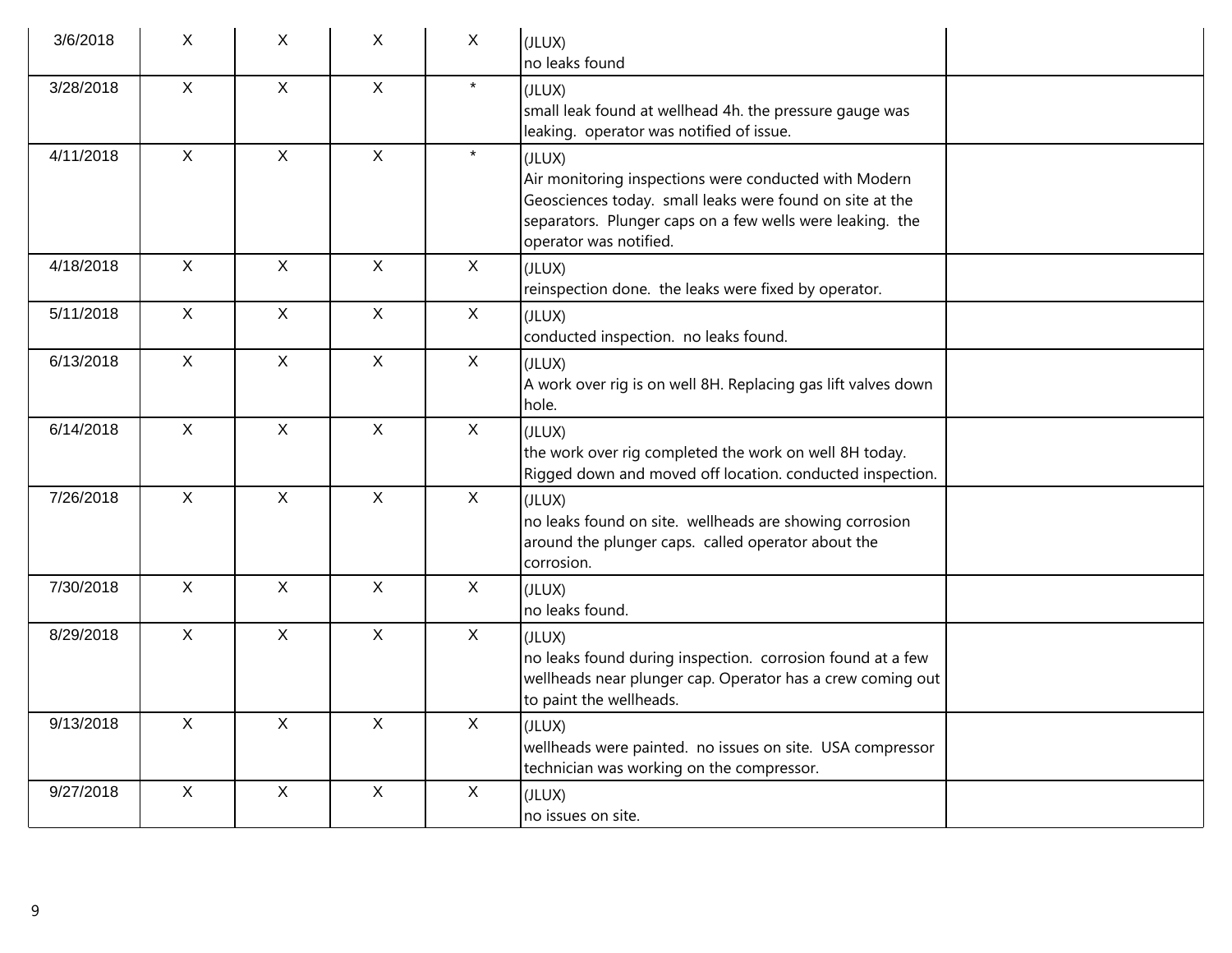|  |  |  |  |  |  |  |
|---|---|---|---|---|---|---|
| 3/6/2018 | X | X | X | X | (JLUX)<br>no leaks found |  |
| 3/28/2018 | X | X | X | * | (JLUX)<br>small leak found at wellhead 4h. the pressure gauge was leaking. operator was notified of issue. |  |
| 4/11/2018 | X | X | X | * | (JLUX)<br>Air monitoring inspections were conducted with Modern Geosciences today. small leaks were found on site at the separators. Plunger caps on a few wells were leaking. the operator was notified. |  |
| 4/18/2018 | X | X | X | X | (JLUX)<br>reinspection done. the leaks were fixed by operator. |  |
| 5/11/2018 | X | X | X | X | (JLUX)<br>conducted inspection. no leaks found. |  |
| 6/13/2018 | X | X | X | X | (JLUX)<br>A work over rig is on well 8H. Replacing gas lift valves down hole. |  |
| 6/14/2018 | X | X | X | X | (JLUX)<br>the work over rig completed the work on well 8H today. Rigged down and moved off location. conducted inspection. |  |
| 7/26/2018 | X | X | X | X | (JLUX)<br>no leaks found on site. wellheads are showing corrosion around the plunger caps. called operator about the corrosion. |  |
| 7/30/2018 | X | X | X | X | (JLUX)<br>no leaks found. |  |
| 8/29/2018 | X | X | X | X | (JLUX)<br>no leaks found during inspection. corrosion found at a few wellheads near plunger cap. Operator has a crew coming out to paint the wellheads. |  |
| 9/13/2018 | X | X | X | X | (JLUX)<br>wellheads were painted. no issues on site. USA compressor technician was working on the compressor. |  |
| 9/27/2018 | X | X | X | X | (JLUX)<br>no issues on site. |  |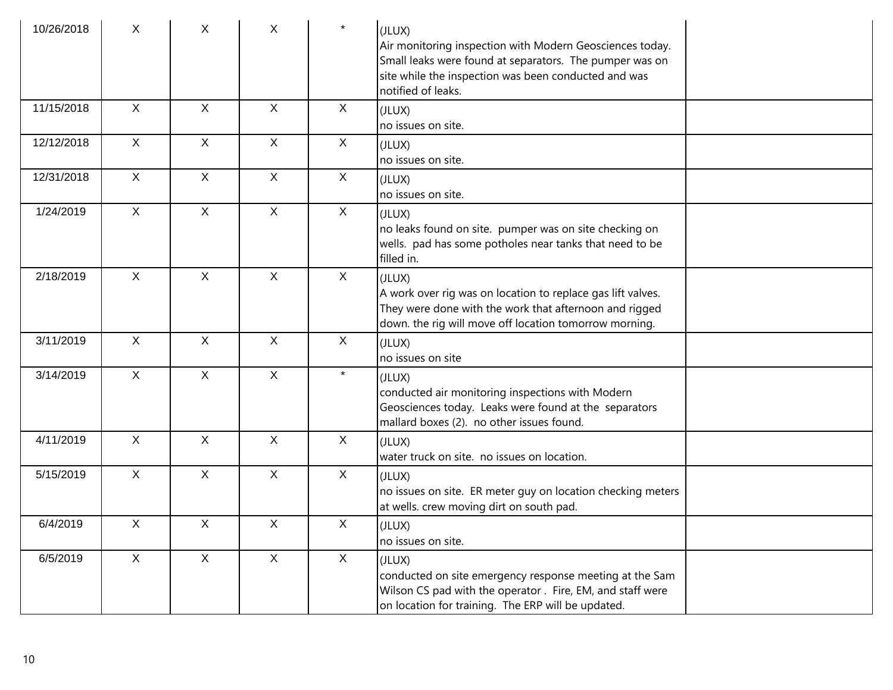| | | | | | | |
|---|---|---|---|---|---|---|
| 10/26/2018 | X | X | X | * | (JLUX)<br>Air monitoring inspection with Modern Geosciences today. Small leaks were found at separators. The pumper was on site while the inspection was been conducted and was notified of leaks. | |
| 11/15/2018 | X | X | X | X | (JLUX)<br>no issues on site. | |
| 12/12/2018 | X | X | X | X | (JLUX)<br>no issues on site. | |
| 12/31/2018 | X | X | X | X | (JLUX)<br>no issues on site. | |
| 1/24/2019 | X | X | X | X | (JLUX)<br>no leaks found on site. pumper was on site checking on wells. pad has some potholes near tanks that need to be filled in. | |
| 2/18/2019 | X | X | X | X | (JLUX)<br>A work over rig was on location to replace gas lift valves. They were done with the work that afternoon and rigged down. the rig will move off location tomorrow morning. | |
| 3/11/2019 | X | X | X | X | (JLUX)<br>no issues on site | |
| 3/14/2019 | X | X | X | * | (JLUX)<br>conducted air monitoring inspections with Modern Geosciences today. Leaks were found at the separators mallard boxes (2). no other issues found. | |
| 4/11/2019 | X | X | X | X | (JLUX)<br>water truck on site. no issues on location. | |
| 5/15/2019 | X | X | X | X | (JLUX)<br>no issues on site. ER meter guy on location checking meters at wells. crew moving dirt on south pad. | |
| 6/4/2019 | X | X | X | X | (JLUX)<br>no issues on site. | |
| 6/5/2019 | X | X | X | X | (JLUX)<br>conducted on site emergency response meeting at the Sam Wilson CS pad with the operator . Fire, EM, and staff were on location for training. The ERP will be updated. | |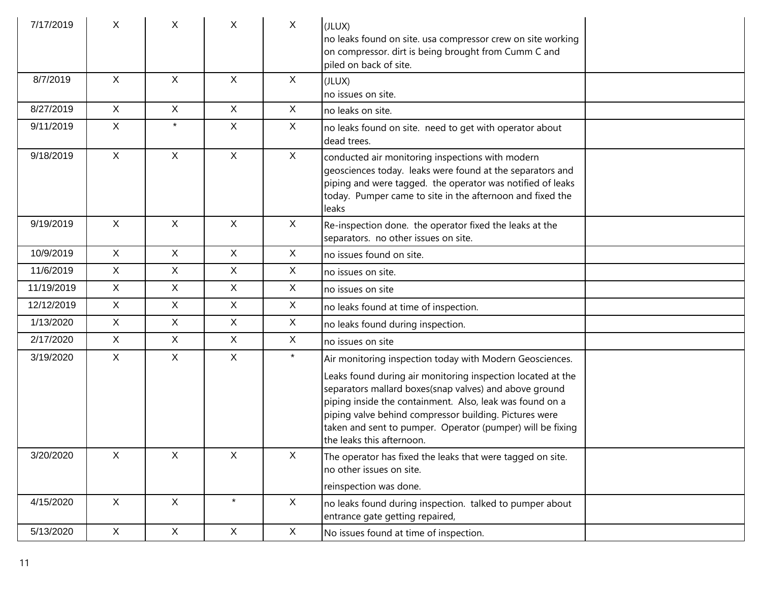| | | | | | | |
|---|---|---|---|---|---|---|
| 7/17/2019 | X | X | X | X | (JLUX)<br>no leaks found on site. usa compressor crew on site working on compressor. dirt is being brought from Cumm C and piled on back of site. | |
| 8/7/2019 | X | X | X | X | (JLUX)<br>no issues on site. | |
| 8/27/2019 | X | X | X | X | no leaks on site. | |
| 9/11/2019 | X | * | X | X | no leaks found on site. need to get with operator about dead trees. | |
| 9/18/2019 | X | X | X | X | conducted air monitoring inspections with modern geosciences today. leaks were found at the separators and piping and were tagged. the operator was notified of leaks today. Pumper came to site in the afternoon and fixed the leaks | |
| 9/19/2019 | X | X | X | X | Re-inspection done. the operator fixed the leaks at the separators. no other issues on site. | |
| 10/9/2019 | X | X | X | X | no issues found on site. | |
| 11/6/2019 | X | X | X | X | no issues on site. | |
| 11/19/2019 | X | X | X | X | no issues on site | |
| 12/12/2019 | X | X | X | X | no leaks found at time of inspection. | |
| 1/13/2020 | X | X | X | X | no leaks found during inspection. | |
| 2/17/2020 | X | X | X | X | no issues on site | |
| 3/19/2020 | X | X | X | * | Air monitoring inspection today with Modern Geosciences.<br>Leaks found during air monitoring inspection located at the separators mallard boxes(snap valves) and above ground piping inside the containment. Also, leak was found on a piping valve behind compressor building. Pictures were taken and sent to pumper. Operator (pumper) will be fixing the leaks this afternoon. | |
| 3/20/2020 | X | X | X | X | The operator has fixed the leaks that were tagged on site. no other issues on site.<br>reinspection was done. | |
| 4/15/2020 | X | X | * | X | no leaks found during inspection. talked to pumper about entrance gate getting repaired, | |
| 5/13/2020 | X | X | X | X | No issues found at time of inspection. | |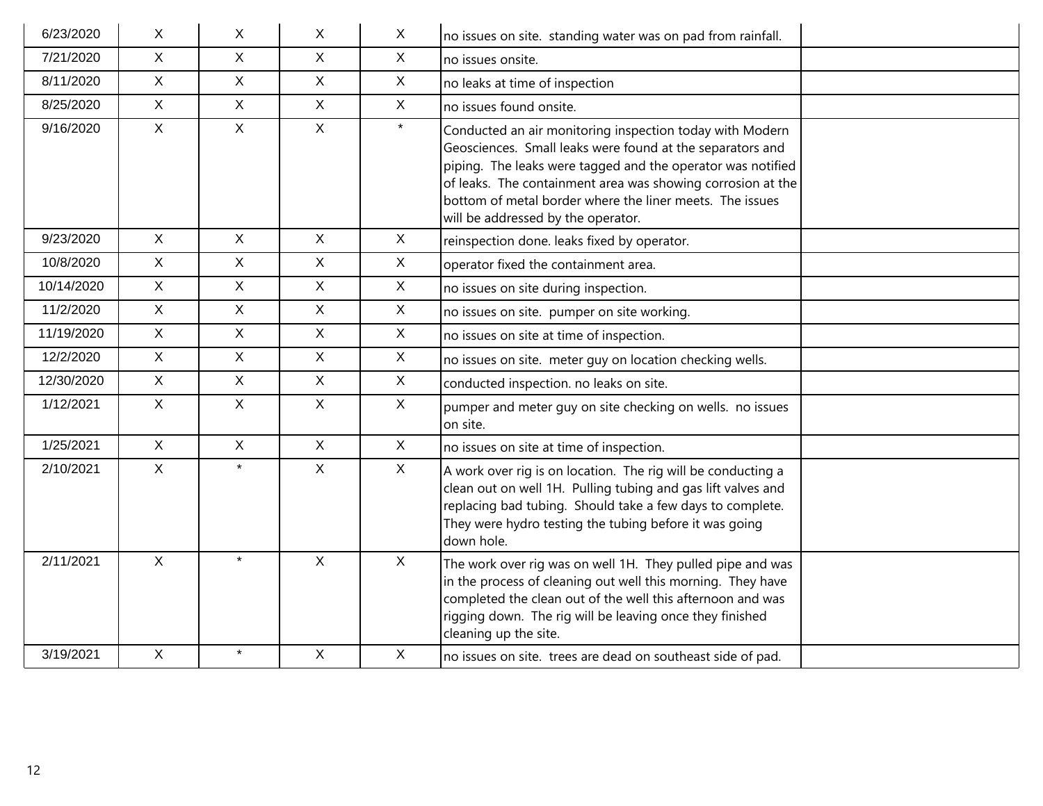| | | | | | | |
|---|---|---|---|---|---|---|
| 6/23/2020 | X | X | X | X | no issues on site. standing water was on pad from rainfall. | |
| 7/21/2020 | X | X | X | X | no issues onsite. | |
| 8/11/2020 | X | X | X | X | no leaks at time of inspection | |
| 8/25/2020 | X | X | X | X | no issues found onsite. | |
| 9/16/2020 | X | X | X | * | Conducted an air monitoring inspection today with Modern Geosciences. Small leaks were found at the separators and piping. The leaks were tagged and the operator was notified of leaks. The containment area was showing corrosion at the bottom of metal border where the liner meets. The issues will be addressed by the operator. | |
| 9/23/2020 | X | X | X | X | reinspection done. leaks fixed by operator. | |
| 10/8/2020 | X | X | X | X | operator fixed the containment area. | |
| 10/14/2020 | X | X | X | X | no issues on site during inspection. | |
| 11/2/2020 | X | X | X | X | no issues on site. pumper on site working. | |
| 11/19/2020 | X | X | X | X | no issues on site at time of inspection. | |
| 12/2/2020 | X | X | X | X | no issues on site. meter guy on location checking wells. | |
| 12/30/2020 | X | X | X | X | conducted inspection. no leaks on site. | |
| 1/12/2021 | X | X | X | X | pumper and meter guy on site checking on wells. no issues on site. | |
| 1/25/2021 | X | X | X | X | no issues on site at time of inspection. | |
| 2/10/2021 | X | * | X | X | A work over rig is on location. The rig will be conducting a clean out on well 1H. Pulling tubing and gas lift valves and replacing bad tubing. Should take a few days to complete. They were hydro testing the tubing before it was going down hole. | |
| 2/11/2021 | X | * | X | X | The work over rig was on well 1H. They pulled pipe and was in the process of cleaning out well this morning. They have completed the clean out of the well this afternoon and was rigging down. The rig will be leaving once they finished cleaning up the site. | |
| 3/19/2021 | X | * | X | X | no issues on site. trees are dead on southeast side of pad. | |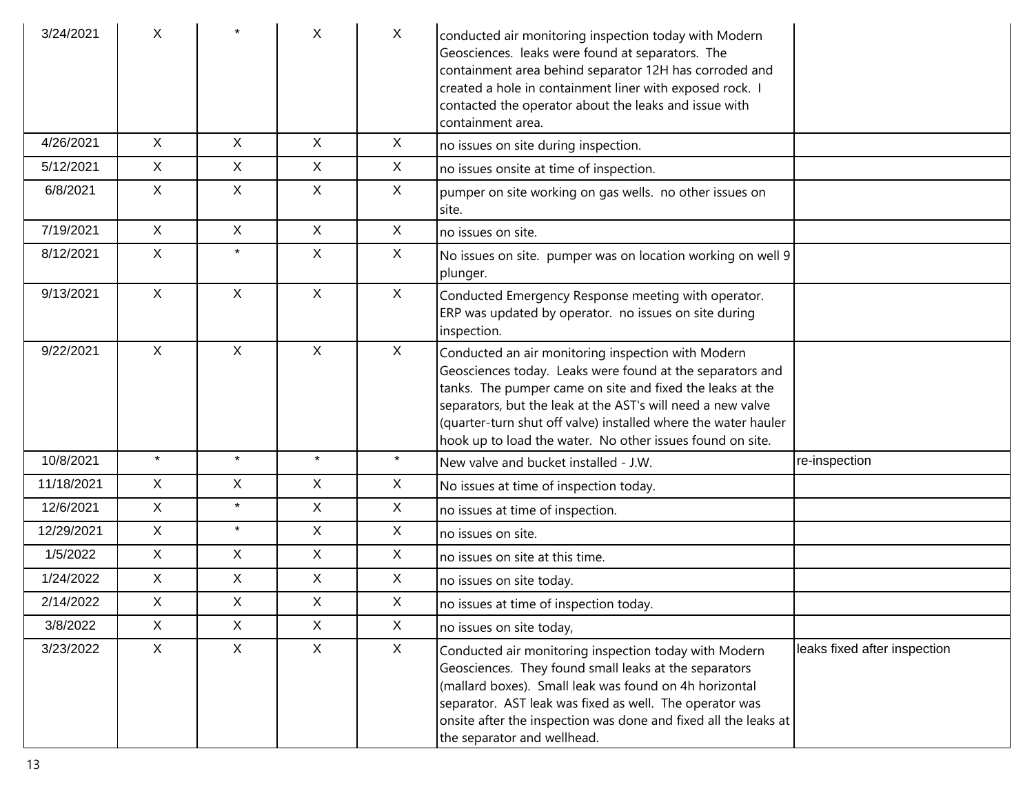| | | | | | | |
|---|---|---|---|---|---|---|
| 3/24/2021 | X | * | X | X | conducted air monitoring inspection today with Modern Geosciences. leaks were found at separators. The containment area behind separator 12H has corroded and created a hole in containment liner with exposed rock. I contacted the operator about the leaks and issue with containment area. | |
| 4/26/2021 | X | X | X | X | no issues on site during inspection. | |
| 5/12/2021 | X | X | X | X | no issues onsite at time of inspection. | |
| 6/8/2021 | X | X | X | X | pumper on site working on gas wells. no other issues on site. | |
| 7/19/2021 | X | X | X | X | no issues on site. | |
| 8/12/2021 | X | * | X | X | No issues on site. pumper was on location working on well 9 plunger. | |
| 9/13/2021 | X | X | X | X | Conducted Emergency Response meeting with operator. ERP was updated by operator. no issues on site during inspection. | |
| 9/22/2021 | X | X | X | X | Conducted an air monitoring inspection with Modern Geosciences today. Leaks were found at the separators and tanks. The pumper came on site and fixed the leaks at the separators, but the leak at the AST's will need a new valve (quarter-turn shut off valve) installed where the water hauler hook up to load the water. No other issues found on site. | |
| 10/8/2021 | * | * | * | * | New valve and bucket installed - J.W. | re-inspection |
| 11/18/2021 | X | X | X | X | No issues at time of inspection today. | |
| 12/6/2021 | X | * | X | X | no issues at time of inspection. | |
| 12/29/2021 | X | * | X | X | no issues on site. | |
| 1/5/2022 | X | X | X | X | no issues on site at this time. | |
| 1/24/2022 | X | X | X | X | no issues on site today. | |
| 2/14/2022 | X | X | X | X | no issues at time of inspection today. | |
| 3/8/2022 | X | X | X | X | no issues on site today, | |
| 3/23/2022 | X | X | X | X | Conducted air monitoring inspection today with Modern Geosciences. They found small leaks at the separators (mallard boxes). Small leak was found on 4h horizontal separator. AST leak was fixed as well. The operator was onsite after the inspection was done and fixed all the leaks at the separator and wellhead. | leaks fixed after inspection |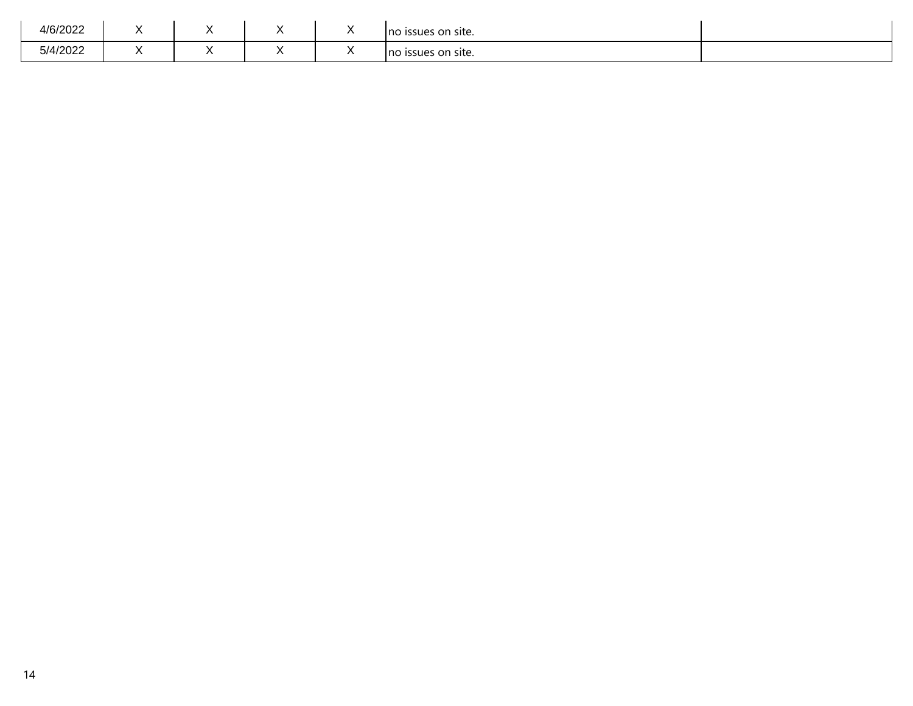| | | | | | | |
|---|---|---|---|---|---|---|
| 4/6/2022 | X | X | X | X | no issues on site. | |
| 5/4/2022 | X | X | X | X | no issues on site. | |